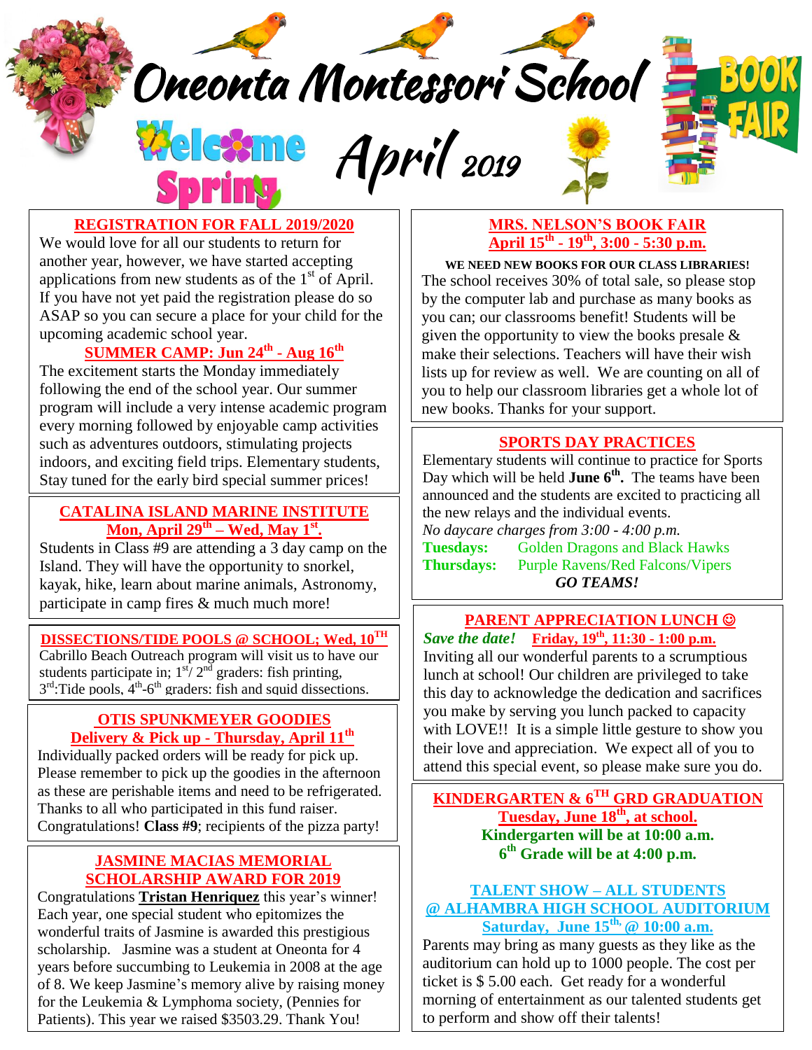# Oneonta Montessori School

Welcome Spring

April 2019

BOOK FAIR

## REGISTRATION FOR FALL 2019/2020

We would love for all our students to return for another year, however, we have started accepting applications from new students as of the 1st of April. If you have not yet paid the registration please do so ASAP so you can secure a place for your child for the upcoming academic school year.

## SUMMER CAMP: Jun 24th - Aug 16th

The excitement starts the Monday immediately following the end of the school year. Our summer program will include a very intense academic program every morning followed by enjoyable camp activities such as adventures outdoors, stimulating projects indoors, and exciting field trips. Elementary students, Stay tuned for the early bird special summer prices!

## CATALINA ISLAND MARINE INSTITUTE
### Mon, April 29th – Wed, May 1st.

Students in Class #9 are attending a 3 day camp on the Island. They will have the opportunity to snorkel, kayak, hike, learn about marine animals, Astronomy, participate in camp fires & much much more!

## DISSECTIONS/TIDE POOLS @ SCHOOL; Wed, 10TH

Cabrillo Beach Outreach program will visit us to have our students participate in; 1st/ 2nd graders: fish printing, 3rd:Tide pools, 4th-6th graders: fish and squid dissections.

## OTIS SPUNKMEYER GOODIES
### Delivery & Pick up - Thursday, April 11th

Individually packed orders will be ready for pick up. Please remember to pick up the goodies in the afternoon as these are perishable items and need to be refrigerated. Thanks to all who participated in this fund raiser. Congratulations! **Class #9**; recipients of the pizza party!

## JASMINE MACIAS MEMORIAL SCHOLARSHIP AWARD FOR 2019

Congratulations **Tristan Henriquez** this year's winner! Each year, one special student who epitomizes the wonderful traits of Jasmine is awarded this prestigious scholarship. Jasmine was a student at Oneonta for 4 years before succumbing to Leukemia in 2008 at the age of 8. We keep Jasmine's memory alive by raising money for the Leukemia & Lymphoma society, (Pennies for Patients). This year we raised $3503.29. Thank You!

## MRS. NELSON'S BOOK FAIR
### April 15th - 19th, 3:00 - 5:30 p.m.

**WE NEED NEW BOOKS FOR OUR CLASS LIBRARIES!**

The school receives 30% of total sale, so please stop by the computer lab and purchase as many books as you can; our classrooms benefit! Students will be given the opportunity to view the books presale & make their selections. Teachers will have their wish lists up for review as well. We are counting on all of you to help our classroom libraries get a whole lot of new books. Thanks for your support.

## SPORTS DAY PRACTICES

Elementary students will continue to practice for Sports Day which will be held **June 6th.** The teams have been announced and the students are excited to practicing all the new relays and the individual events.

*No daycare charges from 3:00 - 4:00 p.m.*

**Tuesdays:** Golden Dragons and Black Hawks

**Thursdays:** Purple Ravens/Red Falcons/Vipers

***GO TEAMS!***

## PARENT APPRECIATION LUNCH ☺

***Save the date!*** **Friday, 19th, 11:30 - 1:00 p.m.**

Inviting all our wonderful parents to a scrumptious lunch at school! Our children are privileged to take this day to acknowledge the dedication and sacrifices you make by serving you lunch packed to capacity with LOVE!! It is a simple little gesture to show you their love and appreciation. We expect all of you to attend this special event, so please make sure you do.

## KINDERGARTEN & 6TH GRD GRADUATION
### Tuesday, June 18th, at school.

**Kindergarten will be at 10:00 a.m.**

**6th Grade will be at 4:00 p.m.**

## TALENT SHOW – ALL STUDENTS @ ALHAMBRA HIGH SCHOOL AUDITORIUM
### Saturday, June 15th, @ 10:00 a.m.

Parents may bring as many guests as they like as the auditorium can hold up to 1000 people. The cost per ticket is $ 5.00 each. Get ready for a wonderful morning of entertainment as our talented students get to perform and show off their talents!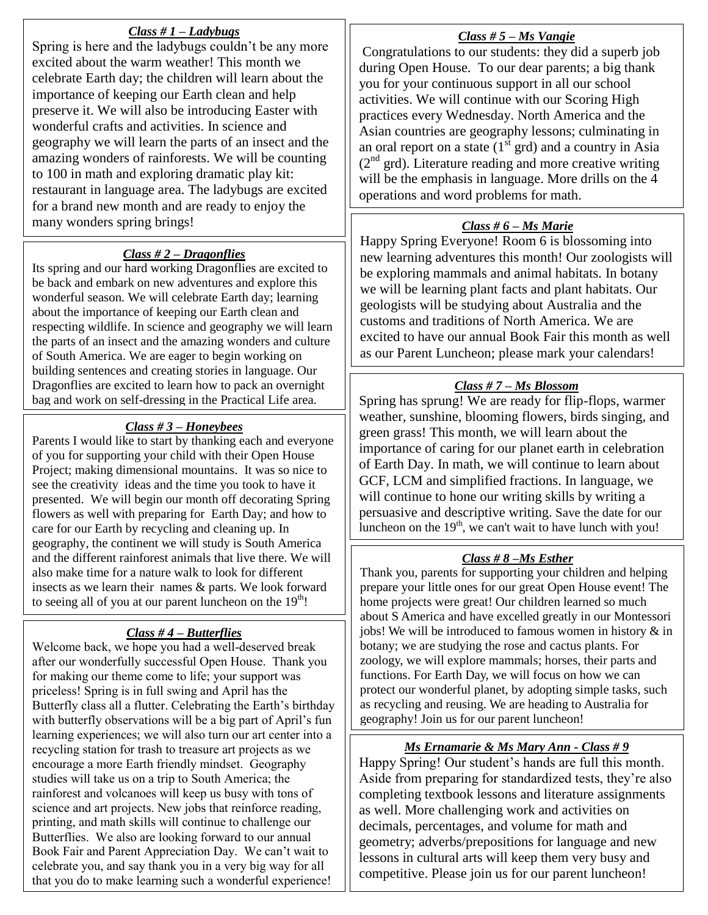### *Class # 1 – Ladybugs*

Spring is here and the ladybugs couldn't be any more excited about the warm weather! This month we celebrate Earth day; the children will learn about the importance of keeping our Earth clean and help preserve it. We will also be introducing Easter with wonderful crafts and activities. In science and geography we will learn the parts of an insect and the amazing wonders of rainforests. We will be counting to 100 in math and exploring dramatic play kit: restaurant in language area. The ladybugs are excited for a brand new month and are ready to enjoy the many wonders spring brings!

### *Class # 2 – Dragonflies*

Its spring and our hard working Dragonflies are excited to be back and embark on new adventures and explore this wonderful season. We will celebrate Earth day; learning about the importance of keeping our Earth clean and respecting wildlife. In science and geography we will learn the parts of an insect and the amazing wonders and culture of South America. We are eager to begin working on building sentences and creating stories in language. Our Dragonflies are excited to learn how to pack an overnight bag and work on self-dressing in the Practical Life area.

### *Class # 3 – Honeybees*

Parents I would like to start by thanking each and everyone of you for supporting your child with their Open House Project; making dimensional mountains. It was so nice to see the creativity ideas and the time you took to have it presented. We will begin our month off decorating Spring flowers as well with preparing for Earth Day; and how to care for our Earth by recycling and cleaning up. In geography, the continent we will study is South America and the different rainforest animals that live there. We will also make time for a nature walk to look for different insects as we learn their names & parts. We look forward to seeing all of you at our parent luncheon on the 19th!

### *Class # 4 – Butterflies*

Welcome back, we hope you had a well-deserved break after our wonderfully successful Open House. Thank you for making our theme come to life; your support was priceless! Spring is in full swing and April has the Butterfly class all a flutter. Celebrating the Earth's birthday with butterfly observations will be a big part of April's fun learning experiences; we will also turn our art center into a recycling station for trash to treasure art projects as we encourage a more Earth friendly mindset. Geography studies will take us on a trip to South America; the rainforest and volcanoes will keep us busy with tons of science and art projects. New jobs that reinforce reading, printing, and math skills will continue to challenge our Butterflies. We also are looking forward to our annual Book Fair and Parent Appreciation Day. We can't wait to celebrate you, and say thank you in a very big way for all that you do to make learning such a wonderful experience!

### *Class # 5 – Ms Vangie*

Congratulations to our students: they did a superb job during Open House. To our dear parents; a big thank you for your continuous support in all our school activities. We will continue with our Scoring High practices every Wednesday. North America and the Asian countries are geography lessons; culminating in an oral report on a state (1st grd) and a country in Asia (2nd grd). Literature reading and more creative writing will be the emphasis in language. More drills on the 4 operations and word problems for math.

### *Class # 6 – Ms Marie*

Happy Spring Everyone! Room 6 is blossoming into new learning adventures this month! Our zoologists will be exploring mammals and animal habitats. In botany we will be learning plant facts and plant habitats. Our geologists will be studying about Australia and the customs and traditions of North America. We are excited to have our annual Book Fair this month as well as our Parent Luncheon; please mark your calendars!

### *Class # 7 – Ms Blossom*

Spring has sprung! We are ready for flip-flops, warmer weather, sunshine, blooming flowers, birds singing, and green grass! This month, we will learn about the importance of caring for our planet earth in celebration of Earth Day. In math, we will continue to learn about GCF, LCM and simplified fractions. In language, we will continue to hone our writing skills by writing a persuasive and descriptive writing. Save the date for our luncheon on the 19th, we can't wait to have lunch with you!

### *Class # 8 –Ms Esther*

Thank you, parents for supporting your children and helping prepare your little ones for our great Open House event! The home projects were great! Our children learned so much about S America and have excelled greatly in our Montessori jobs! We will be introduced to famous women in history & in botany; we are studying the rose and cactus plants. For zoology, we will explore mammals; horses, their parts and functions. For Earth Day, we will focus on how we can protect our wonderful planet, by adopting simple tasks, such as recycling and reusing. We are heading to Australia for geography! Join us for our parent luncheon!

### *Ms Ernamarie & Ms Mary Ann - Class # 9*

Happy Spring! Our student's hands are full this month. Aside from preparing for standardized tests, they're also completing textbook lessons and literature assignments as well. More challenging work and activities on decimals, percentages, and volume for math and geometry; adverbs/prepositions for language and new lessons in cultural arts will keep them very busy and competitive. Please join us for our parent luncheon!